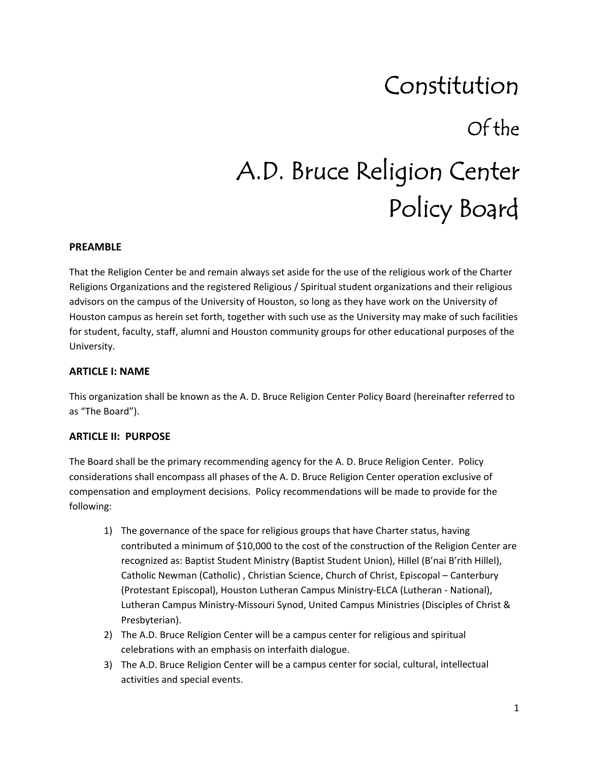# Constitution

# Of the

# A.D. Bruce Religion Center Policy Board

**PREAMBLE**

That the Religion Center be and remain always set aside for the use of the religious work of the Charter Religions Organizations and the registered Religious / Spiritual student organizations and their religious advisors on the campus of the University of Houston, so long as they have work on the University of Houston campus as herein set forth, together with such use as the University may make of such facilities for student, faculty, staff, alumni and Houston community groups for other educational purposes of the University.

**ARTICLE I: NAME**

This organization shall be known as the A. D. Bruce Religion Center Policy Board (hereinafter referred to as "The Board").

**ARTICLE II: PURPOSE**

The Board shall be the primary recommending agency for the A. D. Bruce Religion Center. Policy considerations shall encompass all phases of the A. D. Bruce Religion Center operation exclusive of compensation and employment decisions. Policy recommendations will be made to provide for the following:

1) The governance of the space for religious groups that have Charter status, having contributed a minimum of $10,000 to the cost of the construction of the Religion Center are recognized as: Baptist Student Ministry (Baptist Student Union), Hillel (B'nai B'rith Hillel), Catholic Newman (Catholic) , Christian Science, Church of Christ, Episcopal – Canterbury (Protestant Episcopal), Houston Lutheran Campus Ministry-ELCA (Lutheran - National), Lutheran Campus Ministry-Missouri Synod, United Campus Ministries (Disciples of Christ & Presbyterian).
2) The A.D. Bruce Religion Center will be a campus center for religious and spiritual celebrations with an emphasis on interfaith dialogue.
3) The A.D. Bruce Religion Center will be a campus center for social, cultural, intellectual activities and special events.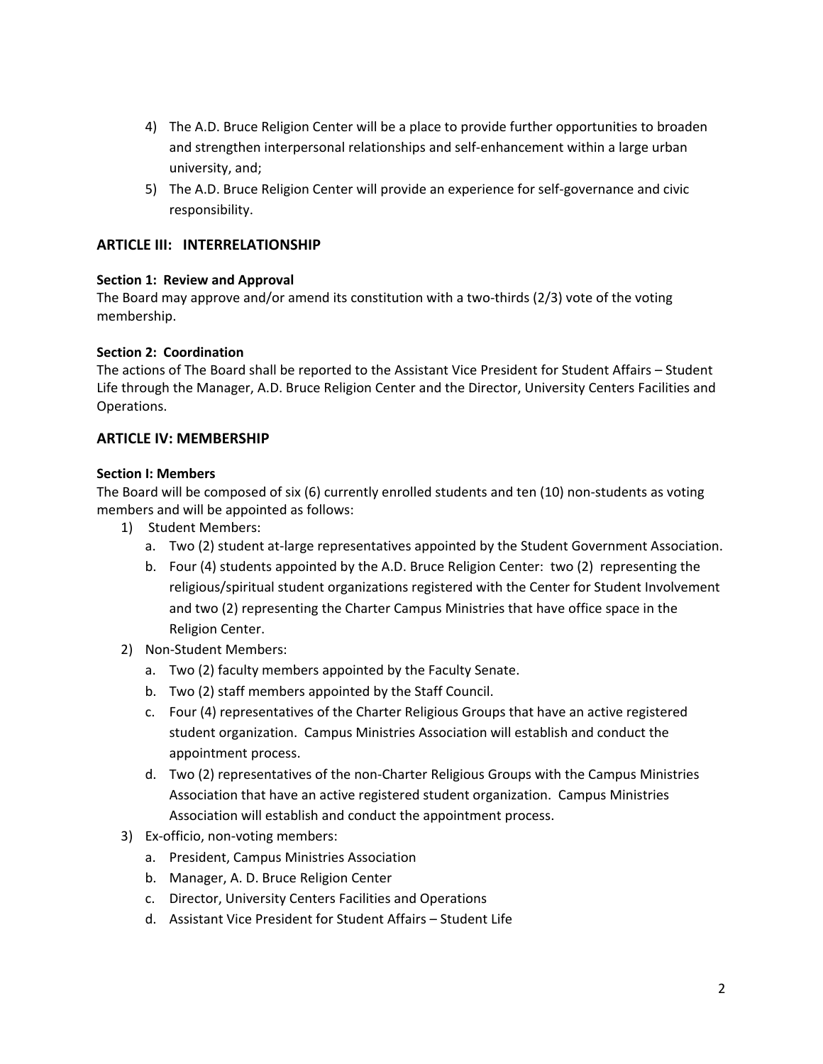4) The A.D. Bruce Religion Center will be a place to provide further opportunities to broaden and strengthen interpersonal relationships and self-enhancement within a large urban university, and;
5) The A.D. Bruce Religion Center will provide an experience for self-governance and civic responsibility.

## ARTICLE III: INTERRELATIONSHIP

**Section 1: Review and Approval**
The Board may approve and/or amend its constitution with a two-thirds (2/3) vote of the voting membership.

**Section 2: Coordination**
The actions of The Board shall be reported to the Assistant Vice President for Student Affairs – Student Life through the Manager, A.D. Bruce Religion Center and the Director, University Centers Facilities and Operations.

## ARTICLE IV: MEMBERSHIP

**Section I: Members**
The Board will be composed of six (6) currently enrolled students and ten (10) non-students as voting members and will be appointed as follows:

1) Student Members:
   a. Two (2) student at-large representatives appointed by the Student Government Association.
   b. Four (4) students appointed by the A.D. Bruce Religion Center: two (2) representing the religious/spiritual student organizations registered with the Center for Student Involvement and two (2) representing the Charter Campus Ministries that have office space in the Religion Center.
2) Non-Student Members:
   a. Two (2) faculty members appointed by the Faculty Senate.
   b. Two (2) staff members appointed by the Staff Council.
   c. Four (4) representatives of the Charter Religious Groups that have an active registered student organization. Campus Ministries Association will establish and conduct the appointment process.
   d. Two (2) representatives of the non-Charter Religious Groups with the Campus Ministries Association that have an active registered student organization. Campus Ministries Association will establish and conduct the appointment process.
3) Ex-officio, non-voting members:
   a. President, Campus Ministries Association
   b. Manager, A. D. Bruce Religion Center
   c. Director, University Centers Facilities and Operations
   d. Assistant Vice President for Student Affairs – Student Life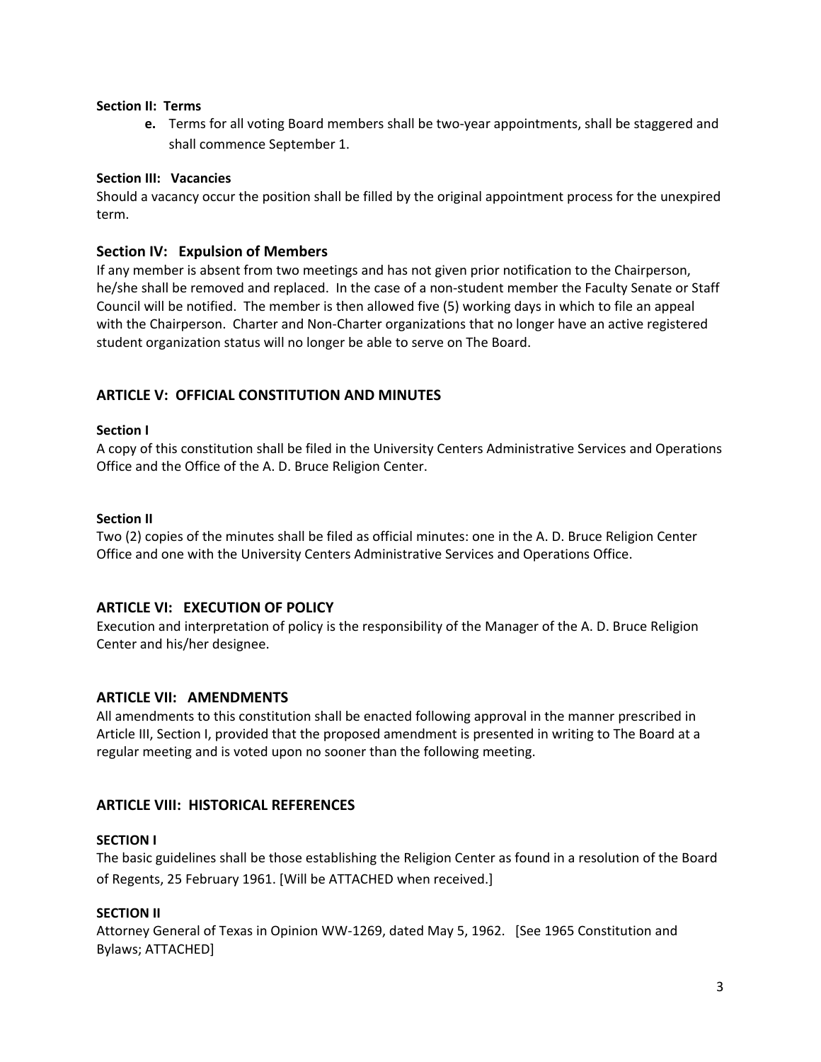**Section II: Terms**

**e.** Terms for all voting Board members shall be two-year appointments, shall be staggered and shall commence September 1.

**Section III: Vacancies**

Should a vacancy occur the position shall be filled by the original appointment process for the unexpired term.

### Section IV: Expulsion of Members

If any member is absent from two meetings and has not given prior notification to the Chairperson, he/she shall be removed and replaced. In the case of a non-student member the Faculty Senate or Staff Council will be notified. The member is then allowed five (5) working days in which to file an appeal with the Chairperson. Charter and Non-Charter organizations that no longer have an active registered student organization status will no longer be able to serve on The Board.

## ARTICLE V: OFFICIAL CONSTITUTION AND MINUTES

**Section I**

A copy of this constitution shall be filed in the University Centers Administrative Services and Operations Office and the Office of the A. D. Bruce Religion Center.

**Section II**

Two (2) copies of the minutes shall be filed as official minutes: one in the A. D. Bruce Religion Center Office and one with the University Centers Administrative Services and Operations Office.

## ARTICLE VI: EXECUTION OF POLICY

Execution and interpretation of policy is the responsibility of the Manager of the A. D. Bruce Religion Center and his/her designee.

## ARTICLE VII: AMENDMENTS

All amendments to this constitution shall be enacted following approval in the manner prescribed in Article III, Section I, provided that the proposed amendment is presented in writing to The Board at a regular meeting and is voted upon no sooner than the following meeting.

## ARTICLE VIII: HISTORICAL REFERENCES

**SECTION I**

The basic guidelines shall be those establishing the Religion Center as found in a resolution of the Board of Regents, 25 February 1961. [Will be ATTACHED when received.]

**SECTION II**

Attorney General of Texas in Opinion WW-1269, dated May 5, 1962. [See 1965 Constitution and Bylaws; ATTACHED]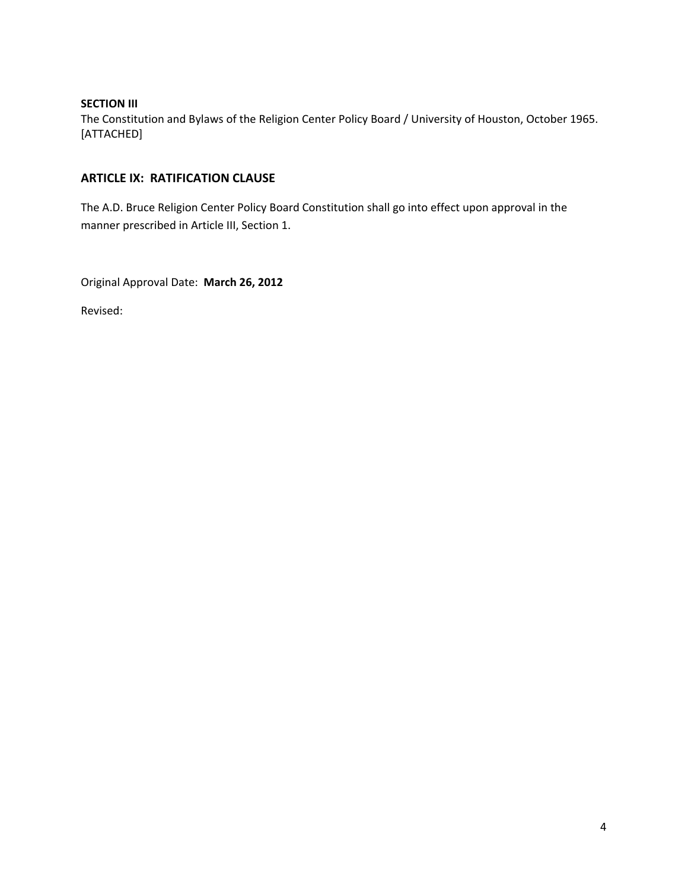**SECTION III**
The Constitution and Bylaws of the Religion Center Policy Board / University of Houston, October 1965. [ATTACHED]

## ARTICLE IX: RATIFICATION CLAUSE

The A.D. Bruce Religion Center Policy Board Constitution shall go into effect upon approval in the manner prescribed in Article III, Section 1.

Original Approval Date: **March 26, 2012**

Revised: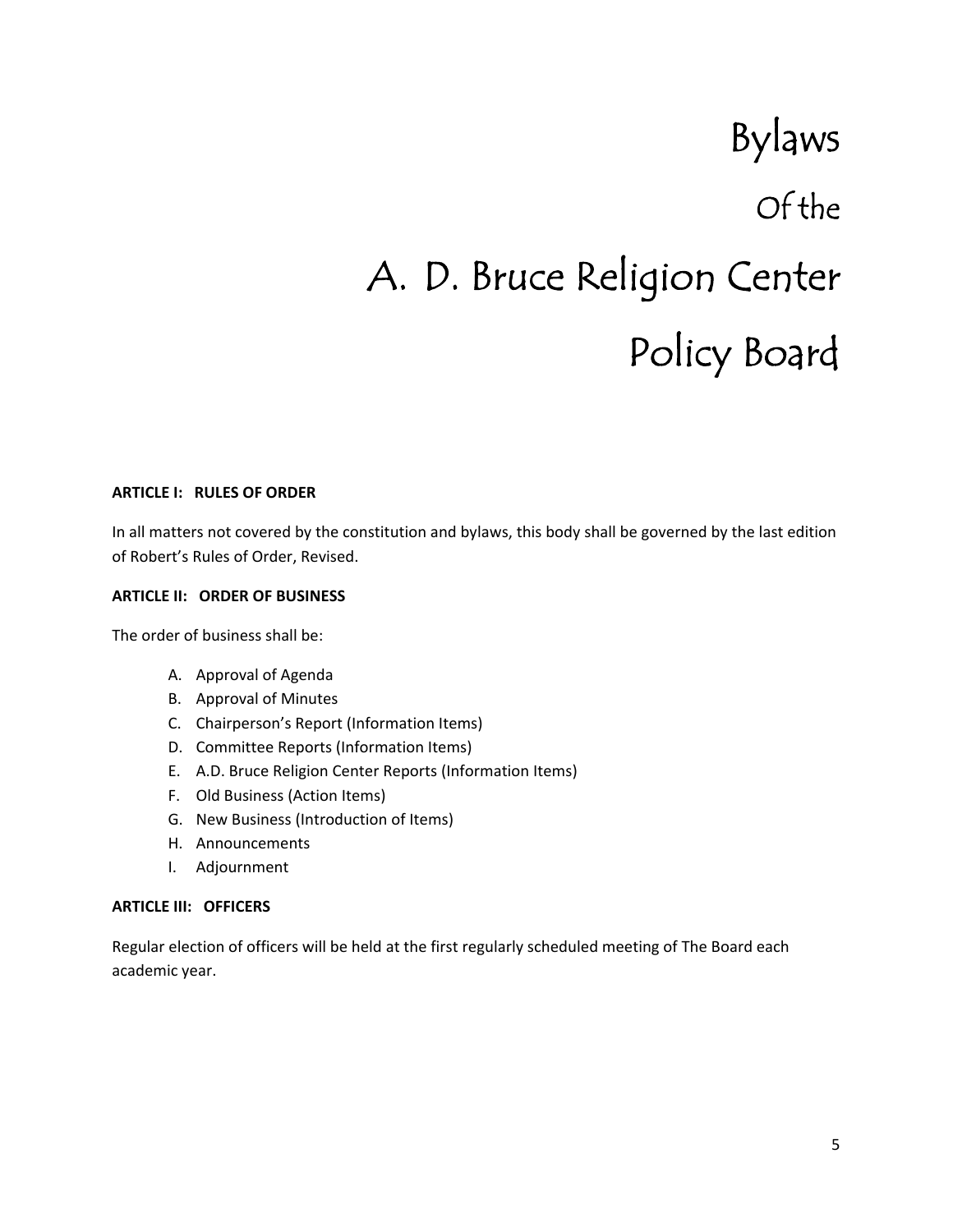# Bylaws
## Of the
# A. D. Bruce Religion Center
# Policy Board

**ARTICLE I: RULES OF ORDER**

In all matters not covered by the constitution and bylaws, this body shall be governed by the last edition of Robert's Rules of Order, Revised.

**ARTICLE II: ORDER OF BUSINESS**

The order of business shall be:

A. Approval of Agenda
B. Approval of Minutes
C. Chairperson's Report (Information Items)
D. Committee Reports (Information Items)
E. A.D. Bruce Religion Center Reports (Information Items)
F. Old Business (Action Items)
G. New Business (Introduction of Items)
H. Announcements
I. Adjournment

**ARTICLE III: OFFICERS**

Regular election of officers will be held at the first regularly scheduled meeting of The Board each academic year.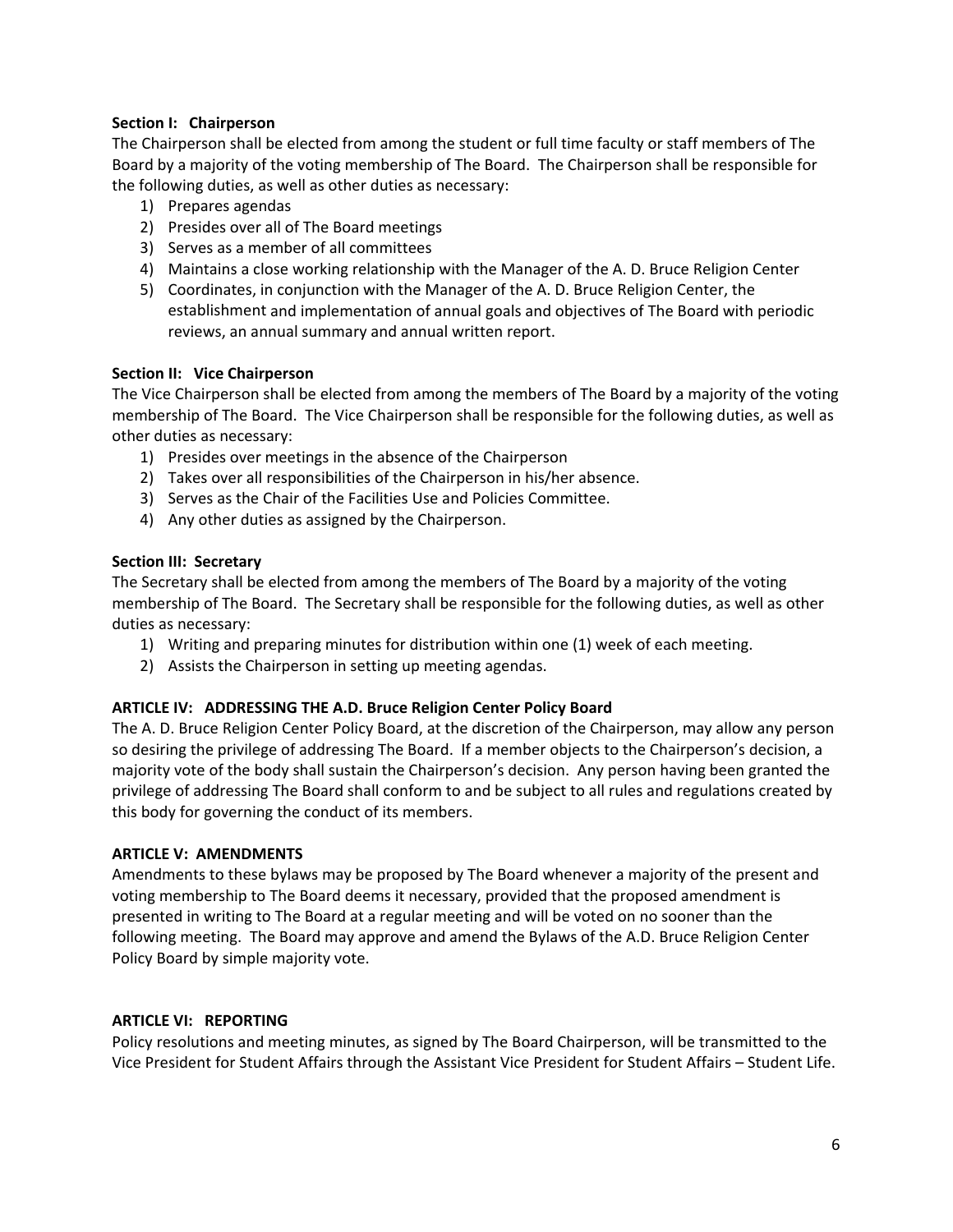**Section I: Chairperson**

The Chairperson shall be elected from among the student or full time faculty or staff members of The Board by a majority of the voting membership of The Board. The Chairperson shall be responsible for the following duties, as well as other duties as necessary:

1) Prepares agendas
2) Presides over all of The Board meetings
3) Serves as a member of all committees
4) Maintains a close working relationship with the Manager of the A. D. Bruce Religion Center
5) Coordinates, in conjunction with the Manager of the A. D. Bruce Religion Center, the establishment and implementation of annual goals and objectives of The Board with periodic reviews, an annual summary and annual written report.

**Section II: Vice Chairperson**

The Vice Chairperson shall be elected from among the members of The Board by a majority of the voting membership of The Board. The Vice Chairperson shall be responsible for the following duties, as well as other duties as necessary:

1) Presides over meetings in the absence of the Chairperson
2) Takes over all responsibilities of the Chairperson in his/her absence.
3) Serves as the Chair of the Facilities Use and Policies Committee.
4) Any other duties as assigned by the Chairperson.

**Section III: Secretary**

The Secretary shall be elected from among the members of The Board by a majority of the voting membership of The Board. The Secretary shall be responsible for the following duties, as well as other duties as necessary:

1) Writing and preparing minutes for distribution within one (1) week of each meeting.
2) Assists the Chairperson in setting up meeting agendas.

**ARTICLE IV: ADDRESSING THE A.D. Bruce Religion Center Policy Board**

The A. D. Bruce Religion Center Policy Board, at the discretion of the Chairperson, may allow any person so desiring the privilege of addressing The Board. If a member objects to the Chairperson's decision, a majority vote of the body shall sustain the Chairperson's decision. Any person having been granted the privilege of addressing The Board shall conform to and be subject to all rules and regulations created by this body for governing the conduct of its members.

**ARTICLE V: AMENDMENTS**

Amendments to these bylaws may be proposed by The Board whenever a majority of the present and voting membership to The Board deems it necessary, provided that the proposed amendment is presented in writing to The Board at a regular meeting and will be voted on no sooner than the following meeting. The Board may approve and amend the Bylaws of the A.D. Bruce Religion Center Policy Board by simple majority vote.

**ARTICLE VI: REPORTING**

Policy resolutions and meeting minutes, as signed by The Board Chairperson, will be transmitted to the Vice President for Student Affairs through the Assistant Vice President for Student Affairs – Student Life.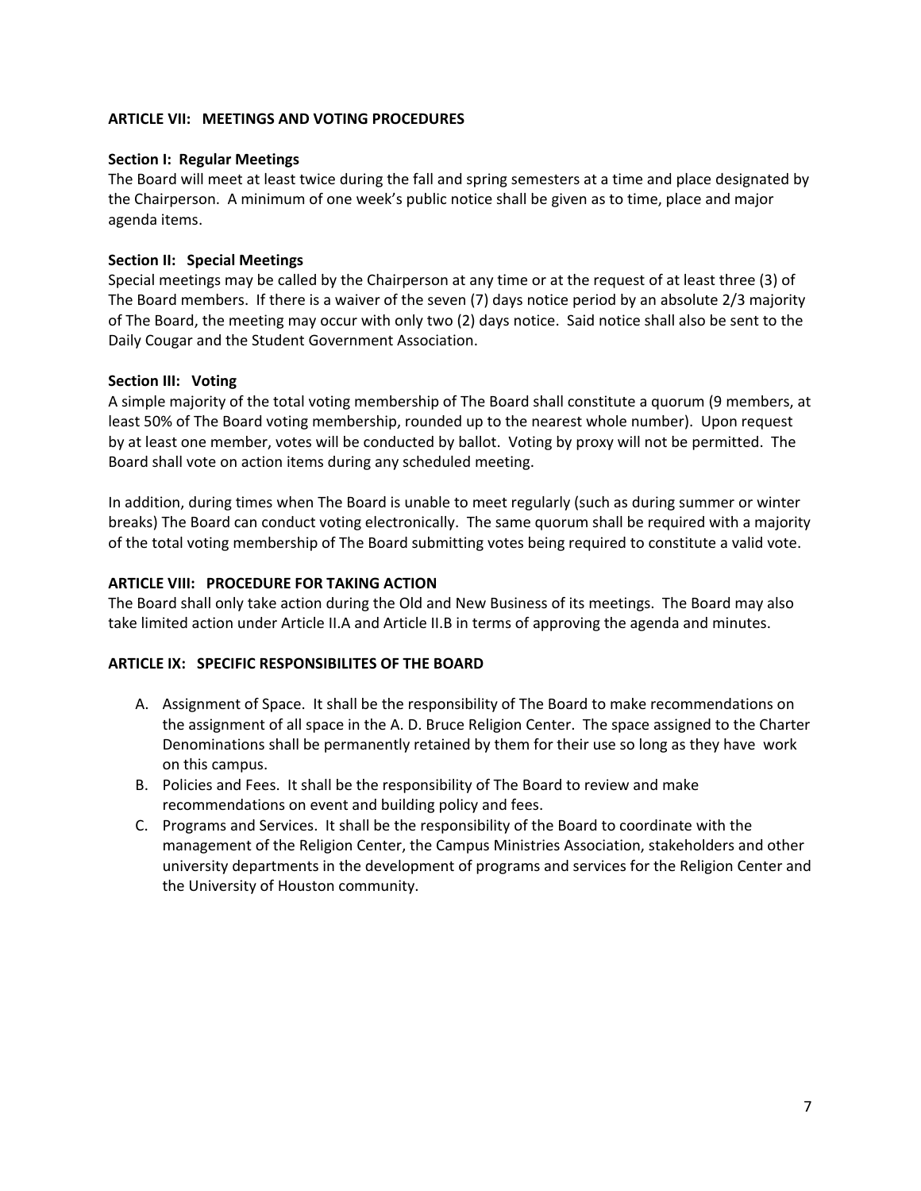## ARTICLE VII: MEETINGS AND VOTING PROCEDURES

### Section I: Regular Meetings

The Board will meet at least twice during the fall and spring semesters at a time and place designated by the Chairperson. A minimum of one week's public notice shall be given as to time, place and major agenda items.

### Section II: Special Meetings

Special meetings may be called by the Chairperson at any time or at the request of at least three (3) of The Board members. If there is a waiver of the seven (7) days notice period by an absolute 2/3 majority of The Board, the meeting may occur with only two (2) days notice. Said notice shall also be sent to the Daily Cougar and the Student Government Association.

### Section III: Voting

A simple majority of the total voting membership of The Board shall constitute a quorum (9 members, at least 50% of The Board voting membership, rounded up to the nearest whole number). Upon request by at least one member, votes will be conducted by ballot. Voting by proxy will not be permitted. The Board shall vote on action items during any scheduled meeting.

In addition, during times when The Board is unable to meet regularly (such as during summer or winter breaks) The Board can conduct voting electronically. The same quorum shall be required with a majority of the total voting membership of The Board submitting votes being required to constitute a valid vote.

## ARTICLE VIII: PROCEDURE FOR TAKING ACTION

The Board shall only take action during the Old and New Business of its meetings. The Board may also take limited action under Article II.A and Article II.B in terms of approving the agenda and minutes.

## ARTICLE IX: SPECIFIC RESPONSIBILITES OF THE BOARD

A. Assignment of Space. It shall be the responsibility of The Board to make recommendations on the assignment of all space in the A. D. Bruce Religion Center. The space assigned to the Charter Denominations shall be permanently retained by them for their use so long as they have work on this campus.
B. Policies and Fees. It shall be the responsibility of The Board to review and make recommendations on event and building policy and fees.
C. Programs and Services. It shall be the responsibility of the Board to coordinate with the management of the Religion Center, the Campus Ministries Association, stakeholders and other university departments in the development of programs and services for the Religion Center and the University of Houston community.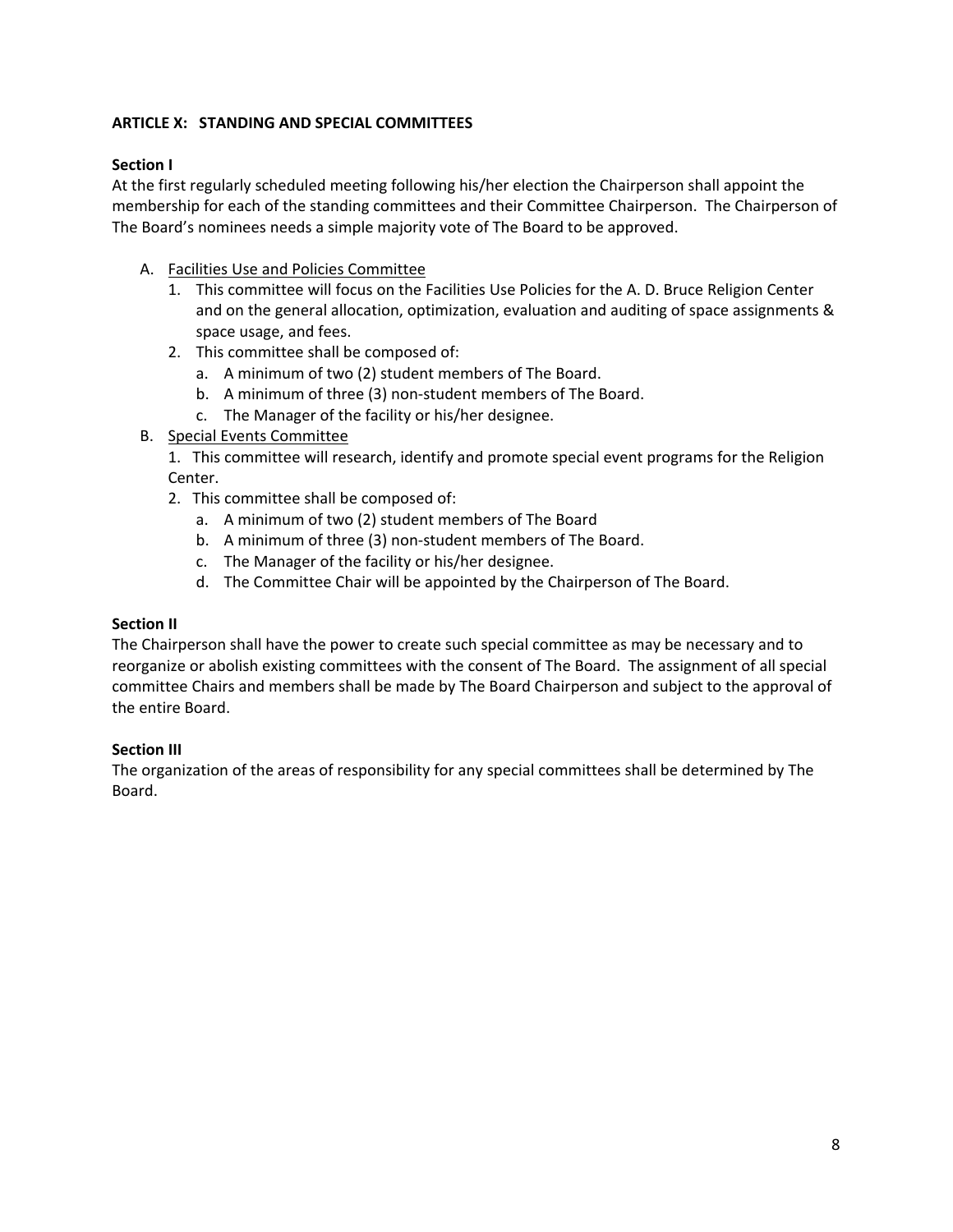## ARTICLE X: STANDING AND SPECIAL COMMITTEES

### Section I

At the first regularly scheduled meeting following his/her election the Chairperson shall appoint the membership for each of the standing committees and their Committee Chairperson. The Chairperson of The Board's nominees needs a simple majority vote of The Board to be approved.

A. Facilities Use and Policies Committee
   1. This committee will focus on the Facilities Use Policies for the A. D. Bruce Religion Center and on the general allocation, optimization, evaluation and auditing of space assignments & space usage, and fees.
   2. This committee shall be composed of:
      a. A minimum of two (2) student members of The Board.
      b. A minimum of three (3) non-student members of The Board.
      c. The Manager of the facility or his/her designee.

B. Special Events Committee
   1. This committee will research, identify and promote special event programs for the Religion Center.
   2. This committee shall be composed of:
      a. A minimum of two (2) student members of The Board
      b. A minimum of three (3) non-student members of The Board.
      c. The Manager of the facility or his/her designee.
      d. The Committee Chair will be appointed by the Chairperson of The Board.

### Section II

The Chairperson shall have the power to create such special committee as may be necessary and to reorganize or abolish existing committees with the consent of The Board. The assignment of all special committee Chairs and members shall be made by The Board Chairperson and subject to the approval of the entire Board.

### Section III

The organization of the areas of responsibility for any special committees shall be determined by The Board.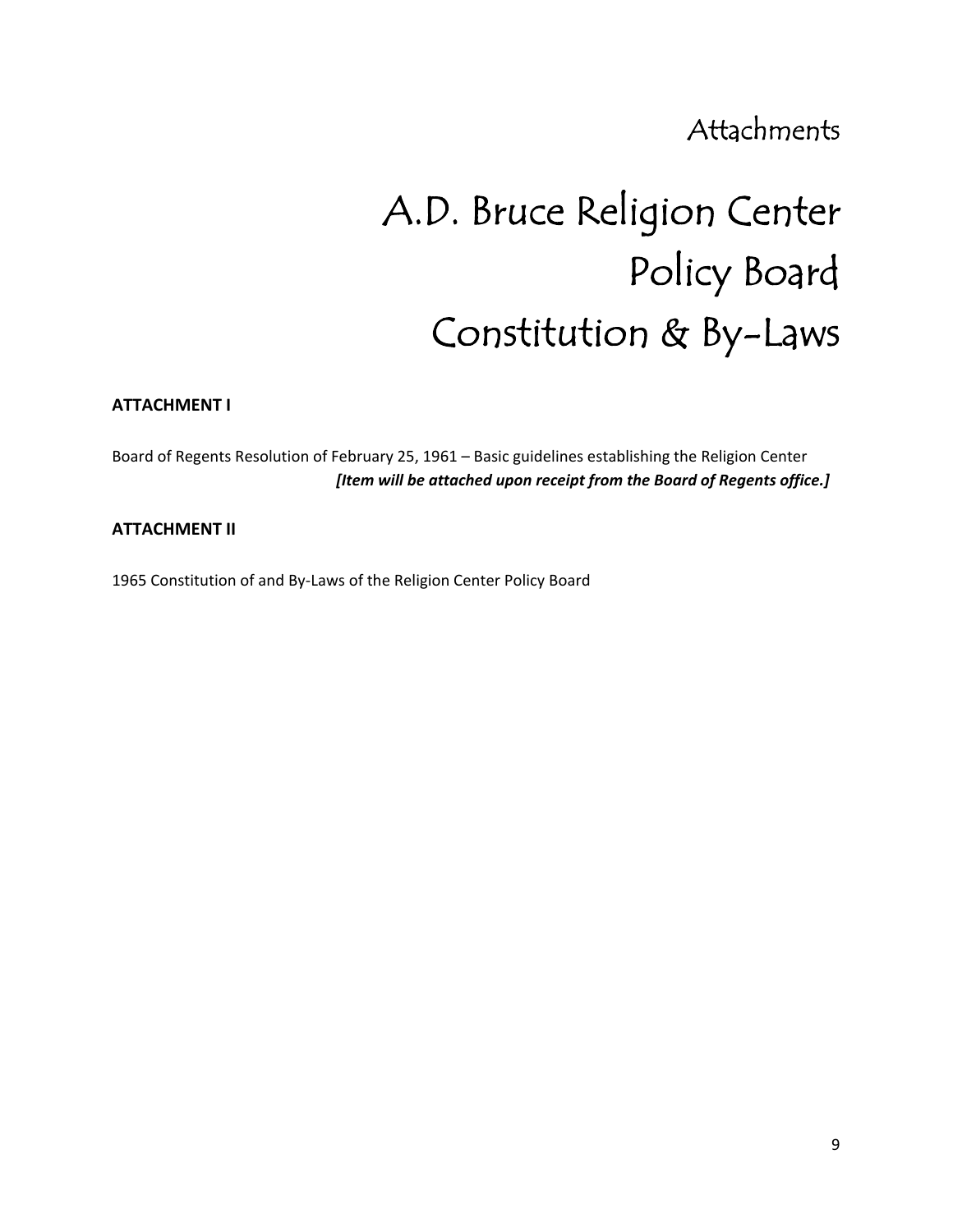Attachments

# A.D. Bruce Religion Center Policy Board Constitution & By-Laws

**ATTACHMENT I**

Board of Regents Resolution of February 25, 1961 – Basic guidelines establishing the Religion Center
***[Item will be attached upon receipt from the Board of Regents office.]***

**ATTACHMENT II**

1965 Constitution of and By-Laws of the Religion Center Policy Board